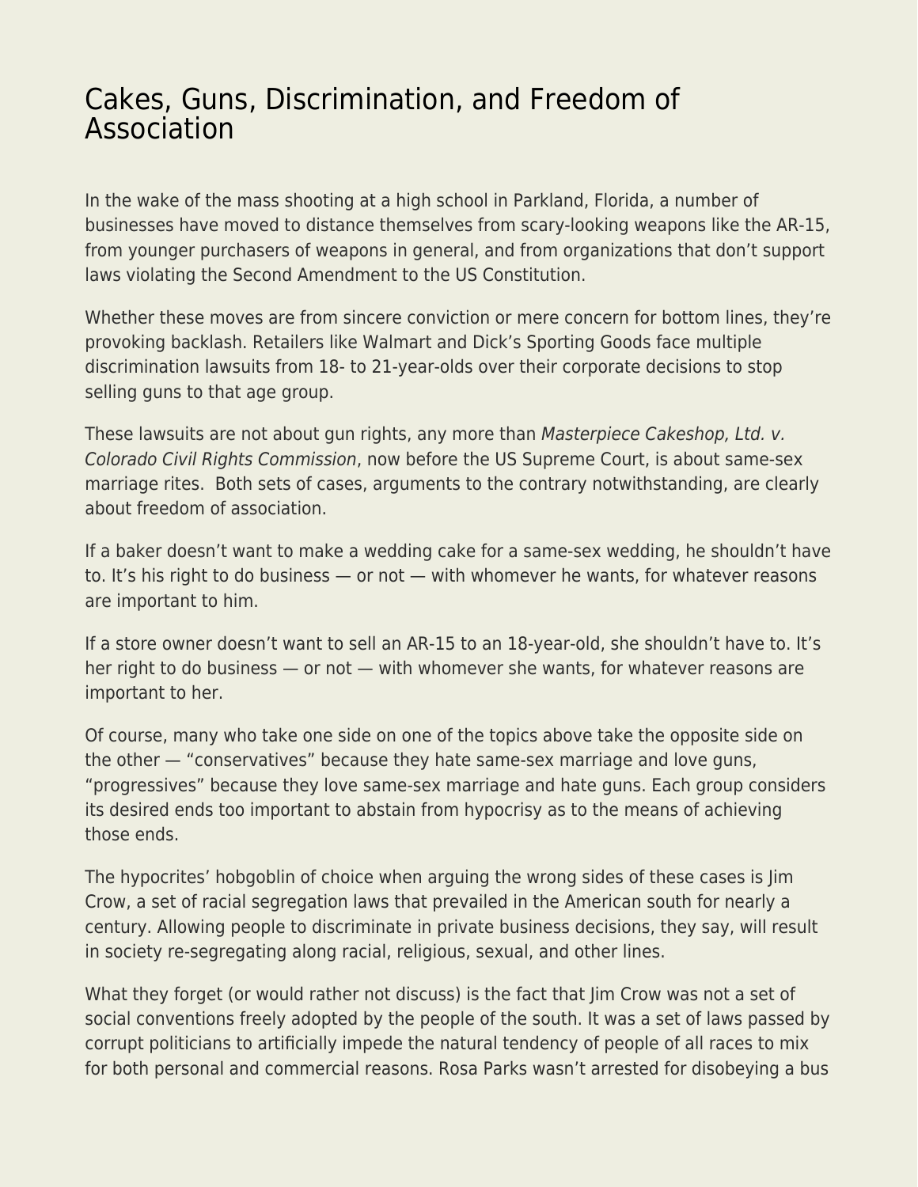# Cakes, Guns, Discrimination, and Freedom of Association

In the wake of the mass shooting at a high school in Parkland, Florida, a number of businesses have moved to distance themselves from scary-looking weapons like the AR-15, from younger purchasers of weapons in general, and from organizations that don't support laws violating the Second Amendment to the US Constitution.

Whether these moves are from sincere conviction or mere concern for bottom lines, they're provoking backlash. Retailers like Walmart and Dick's Sporting Goods face multiple discrimination lawsuits from 18- to 21-year-olds over their corporate decisions to stop selling guns to that age group.

These lawsuits are not about gun rights, any more than *Masterpiece Cakeshop, Ltd. v. Colorado Civil Rights Commission*, now before the US Supreme Court, is about same-sex marriage rites. Both sets of cases, arguments to the contrary notwithstanding, are clearly about freedom of association.

If a baker doesn't want to make a wedding cake for a same-sex wedding, he shouldn't have to. It's his right to do business — or not — with whomever he wants, for whatever reasons are important to him.

If a store owner doesn't want to sell an AR-15 to an 18-year-old, she shouldn't have to. It's her right to do business — or not — with whomever she wants, for whatever reasons are important to her.

Of course, many who take one side on one of the topics above take the opposite side on the other — "conservatives" because they hate same-sex marriage and love guns, "progressives" because they love same-sex marriage and hate guns. Each group considers its desired ends too important to abstain from hypocrisy as to the means of achieving those ends.

The hypocrites' hobgoblin of choice when arguing the wrong sides of these cases is Jim Crow, a set of racial segregation laws that prevailed in the American south for nearly a century. Allowing people to discriminate in private business decisions, they say, will result in society re-segregating along racial, religious, sexual, and other lines.

What they forget (or would rather not discuss) is the fact that Jim Crow was not a set of social conventions freely adopted by the people of the south. It was a set of laws passed by corrupt politicians to artificially impede the natural tendency of people of all races to mix for both personal and commercial reasons. Rosa Parks wasn't arrested for disobeying a bus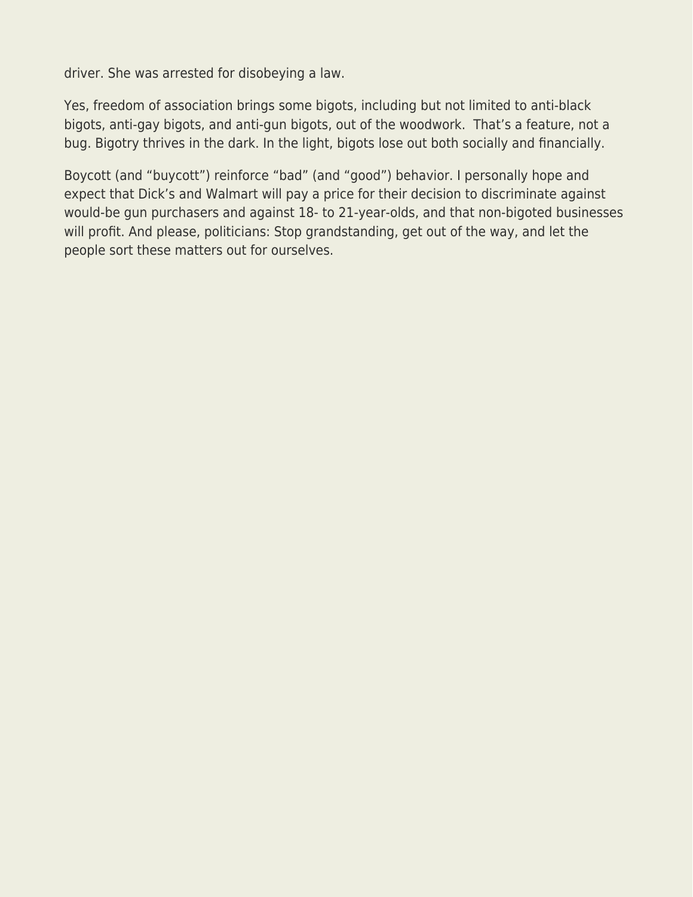driver. She was arrested for disobeying a law.

Yes, freedom of association brings some bigots, including but not limited to anti-black bigots, anti-gay bigots, and anti-gun bigots, out of the woodwork.  That's a feature, not a bug. Bigotry thrives in the dark. In the light, bigots lose out both socially and financially.

Boycott (and "buycott") reinforce "bad" (and "good") behavior. I personally hope and expect that Dick's and Walmart will pay a price for their decision to discriminate against would-be gun purchasers and against 18- to 21-year-olds, and that non-bigoted businesses will profit. And please, politicians: Stop grandstanding, get out of the way, and let the people sort these matters out for ourselves.